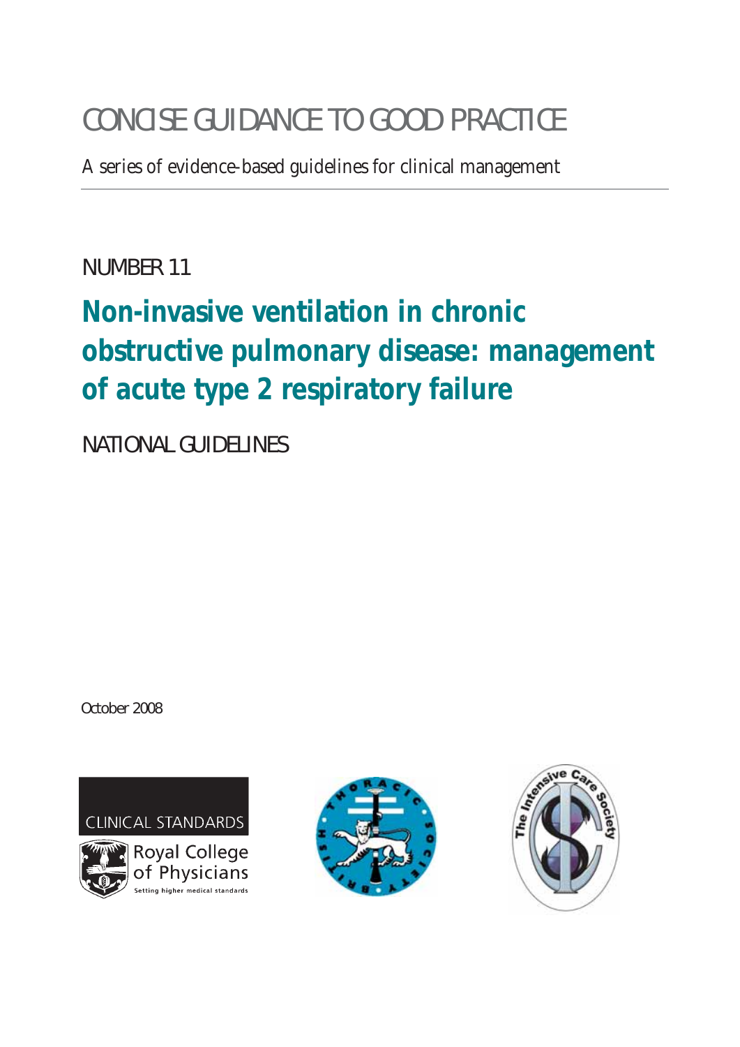# CONCISE GUIDANCE TO GOOD PRACTICE

A series of evidence-based guidelines for clinical management

NUMBER 11

## Non-invasive ventilation in chronic obstructive pulmonary disease: management of acute type 2 respiratory failure

NATIONAL GUIDELINES

October 2008

CLINICAL STANDARDS

Royal College of Physicians

Setting higher medical standards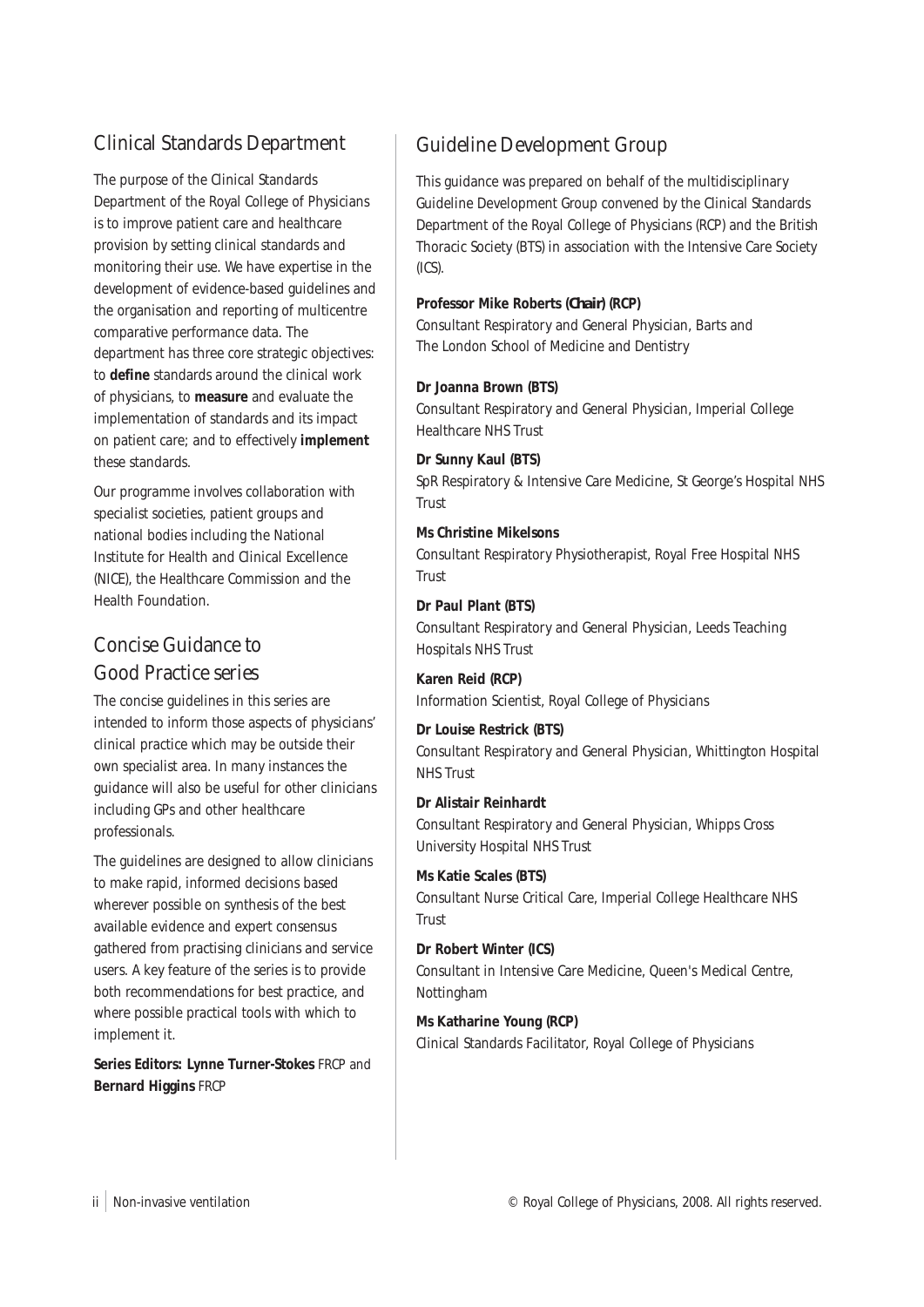## Clinical Standards Department

The purpose of the Clinical Standards Department of the Royal College of Physicians is to improve patient care and healthcare provision by setting clinical standards and monitoring their use. We have expertise in the development of evidence-based guidelines and the organisation and reporting of multicentre comparative performance data. The department has three core strategic objectives: to **define** standards around the clinical work of physicians, to **measure** and evaluate the implementation of standards and its impact on patient care; and to effectively **implement** these standards.

Our programme involves collaboration with specialist societies, patient groups and national bodies including the National Institute for Health and Clinical Excellence (NICE), the Healthcare Commission and the Health Foundation.

## Concise Guidance to Good Practice series

The concise guidelines in this series are intended to inform those aspects of physicians' clinical practice which may be outside their own specialist area. In many instances the guidance will also be useful for other clinicians including GPs and other healthcare professionals.

The guidelines are designed to allow clinicians to make rapid, informed decisions based wherever possible on synthesis of the best available evidence and expert consensus gathered from practising clinicians and service users. A key feature of the series is to provide both recommendations for best practice, and where possible practical tools with which to implement it.

**Series Editors: Lynne Turner-Stokes** FRCP and **Bernard Higgins** FRCP

## Guideline Development Group

This guidance was prepared on behalf of the multidisciplinary Guideline Development Group convened by the Clinical Standards Department of the Royal College of Physicians (RCP) and the British Thoracic Society (BTS) in association with the Intensive Care Society (ICS).

**Professor Mike Roberts (Chair) (RCP)**
Consultant Respiratory and General Physician, Barts and The London School of Medicine and Dentistry

**Dr Joanna Brown (BTS)**
Consultant Respiratory and General Physician, Imperial College Healthcare NHS Trust

**Dr Sunny Kaul (BTS)**
SpR Respiratory & Intensive Care Medicine, St George's Hospital NHS Trust

**Ms Christine Mikelsons**
Consultant Respiratory Physiotherapist, Royal Free Hospital NHS Trust

**Dr Paul Plant (BTS)**
Consultant Respiratory and General Physician, Leeds Teaching Hospitals NHS Trust

**Karen Reid (RCP)**
Information Scientist, Royal College of Physicians

**Dr Louise Restrick (BTS)**
Consultant Respiratory and General Physician, Whittington Hospital NHS Trust

**Dr Alistair Reinhardt**
Consultant Respiratory and General Physician, Whipps Cross University Hospital NHS Trust

**Ms Katie Scales (BTS)**
Consultant Nurse Critical Care, Imperial College Healthcare NHS Trust

**Dr Robert Winter (ICS)**
Consultant in Intensive Care Medicine, Queen's Medical Centre, Nottingham

**Ms Katharine Young (RCP)**
Clinical Standards Facilitator, Royal College of Physicians

© Royal College of Physicians, 2008. All rights reserved.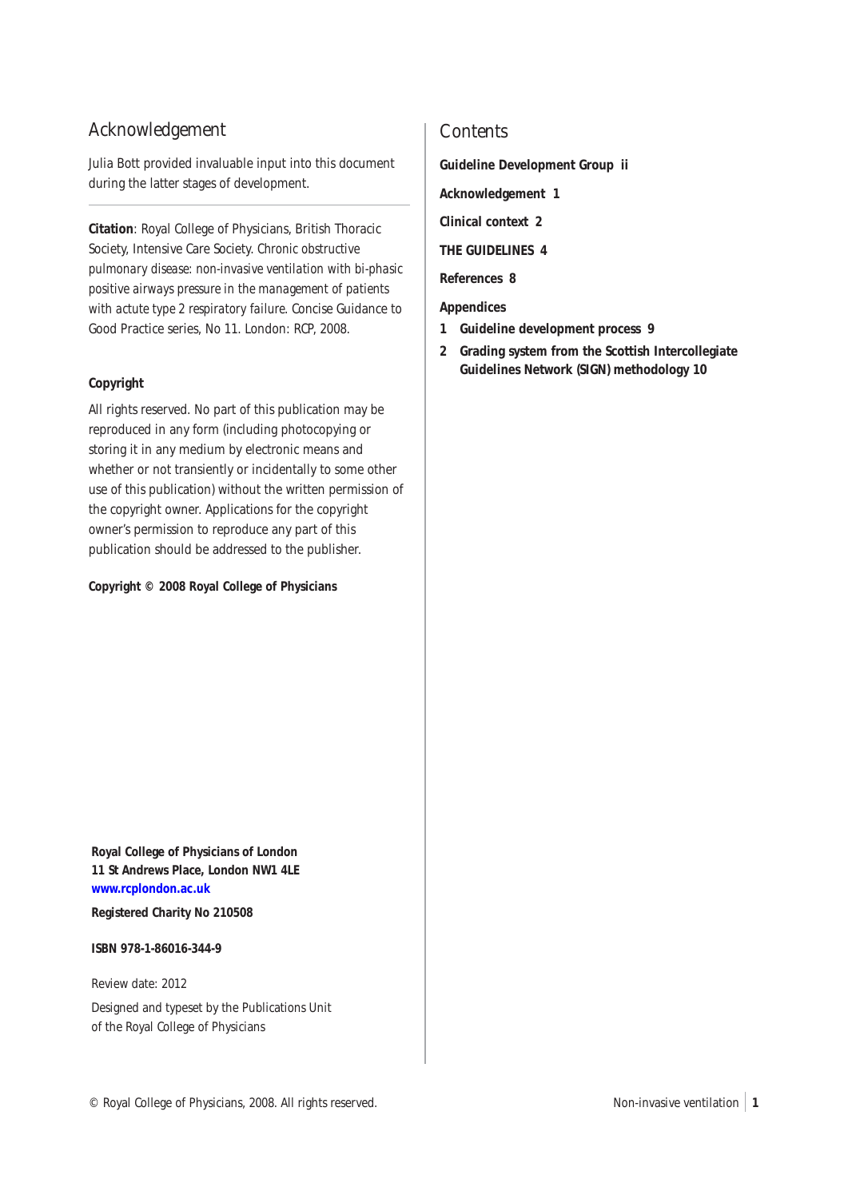## Acknowledgement

Julia Bott provided invaluable input into this document during the latter stages of development.

**Citation**: Royal College of Physicians, British Thoracic Society, Intensive Care Society. *Chronic obstructive pulmonary disease: non-invasive ventilation with bi-phasic positive airways pressure in the management of patients with actute type 2 respiratory failure*. Concise Guidance to Good Practice series, No 11. London: RCP, 2008.

**Copyright**

All rights reserved. No part of this publication may be reproduced in any form (including photocopying or storing it in any medium by electronic means and whether or not transiently or incidentally to some other use of this publication) without the written permission of the copyright owner. Applications for the copyright owner's permission to reproduce any part of this publication should be addressed to the publisher.

**Copyright © 2008 Royal College of Physicians**

**Royal College of Physicians of London**
**11 St Andrews Place, London NW1 4LE**
**www.rcplondon.ac.uk**

**Registered Charity No 210508**

**ISBN 978-1-86016-344-9**

Review date: 2012

Designed and typeset by the Publications Unit of the Royal College of Physicians

## Contents

**Guideline Development Group ii**

**Acknowledgement 1**

**Clinical context 2**

**THE GUIDELINES 4**

**References 8**

**Appendices**

1. **Guideline development process 9**
2. **Grading system from the Scottish Intercollegiate Guidelines Network (SIGN) methodology 10**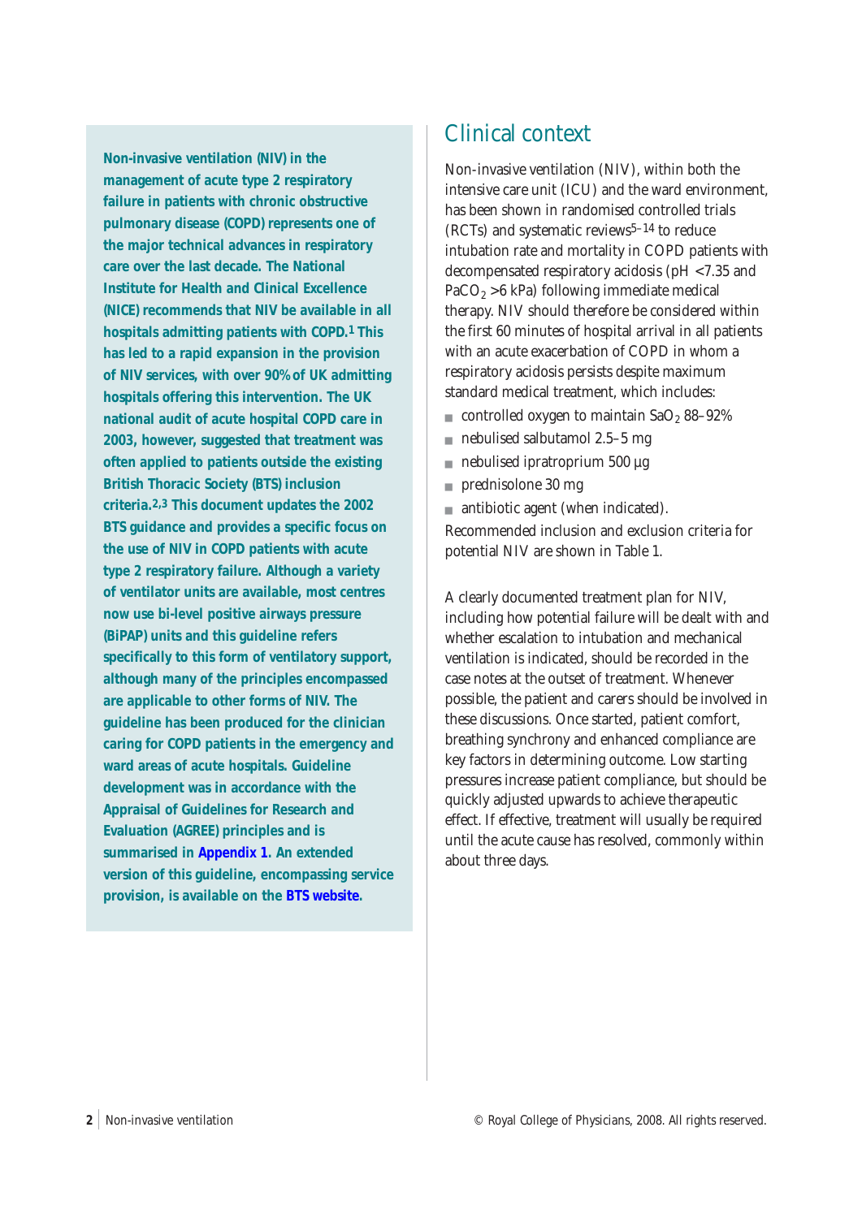**Non-invasive ventilation (NIV) in the management of acute type 2 respiratory failure in patients with chronic obstructive pulmonary disease (COPD) represents one of the major technical advances in respiratory care over the last decade. The National Institute for Health and Clinical Excellence (NICE) recommends that NIV be available in all hospitals admitting patients with COPD.[1] This has led to a rapid expansion in the provision of NIV services, with over 90% of UK admitting hospitals offering this intervention. The UK national audit of acute hospital COPD care in 2003, however, suggested that treatment was often applied to patients outside the existing British Thoracic Society (BTS) inclusion criteria.[2,3] This document updates the 2002 BTS guidance and provides a specific focus on the use of NIV in COPD patients with acute type 2 respiratory failure. Although a variety of ventilator units are available, most centres now use bi-level positive airways pressure (BiPAP) units and this guideline refers specifically to this form of ventilatory support, although many of the principles encompassed are applicable to other forms of NIV. The guideline has been produced for the clinician caring for COPD patients in the emergency and ward areas of acute hospitals. Guideline development was in accordance with the Appraisal of Guidelines for Research and Evaluation (AGREE) principles and is summarised in Appendix 1. An extended version of this guideline, encompassing service provision, is available on the BTS website.**

# Clinical context

Non-invasive ventilation (NIV), within both the intensive care unit (ICU) and the ward environment, has been shown in randomised controlled trials (RCTs) and systematic reviews[5–14] to reduce intubation rate and mortality in COPD patients with decompensated respiratory acidosis (pH <7.35 and $PaCO_2$ >6 kPa) following immediate medical therapy. NIV should therefore be considered within the first 60 minutes of hospital arrival in all patients with an acute exacerbation of COPD in whom a respiratory acidosis persists despite maximum standard medical treatment, which includes:

- controlled oxygen to maintain $SaO_2$ 88–92%
- nebulised salbutamol 2.5–5 mg
- nebulised ipratropium 500 µg
- prednisolone 30 mg
- antibiotic agent (when indicated).

Recommended inclusion and exclusion criteria for potential NIV are shown in Table 1.

A clearly documented treatment plan for NIV, including how potential failure will be dealt with and whether escalation to intubation and mechanical ventilation is indicated, should be recorded in the case notes at the outset of treatment. Whenever possible, the patient and carers should be involved in these discussions. Once started, patient comfort, breathing synchrony and enhanced compliance are key factors in determining outcome. Low starting pressures increase patient compliance, but should be quickly adjusted upwards to achieve therapeutic effect. If effective, treatment will usually be required until the acute cause has resolved, commonly within about three days.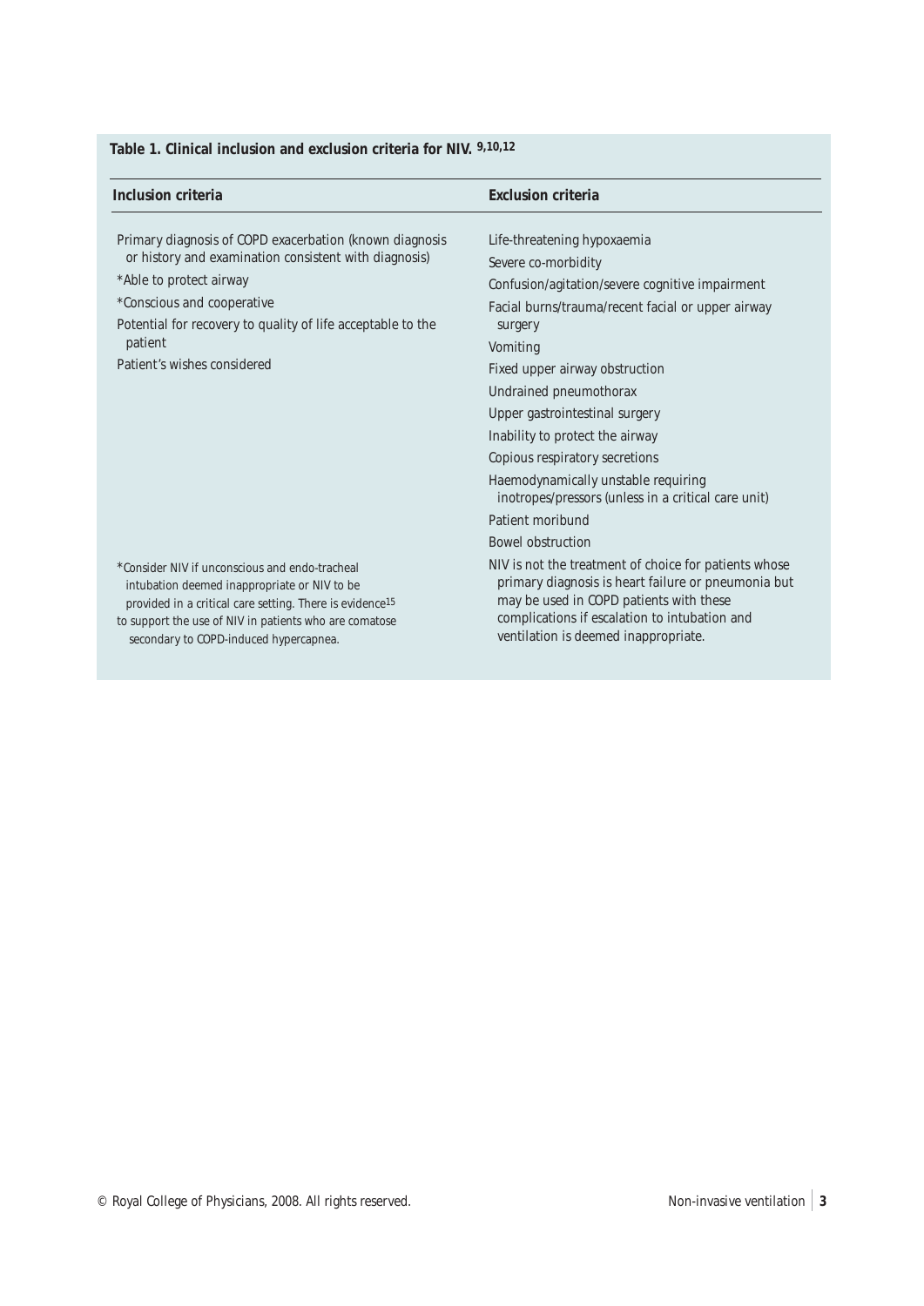**Table 1. Clinical inclusion and exclusion criteria for NIV.** [9,10,12]

| Inclusion criteria | Exclusion criteria |
|---|---|
| Primary diagnosis of COPD exacerbation (known diagnosis or history and examination consistent with diagnosis) | Life-threatening hypoxaemia |
| *Able to protect airway | Severe co-morbidity |
| *Conscious and cooperative | Confusion/agitation/severe cognitive impairment |
| Potential for recovery to quality of life acceptable to the patient | Facial burns/trauma/recent facial or upper airway surgery |
| Patient's wishes considered | Vomiting |
| | Fixed upper airway obstruction |
| | Undrained pneumothorax |
| | Upper gastrointestinal surgery |
| | Inability to protect the airway |
| | Copious respiratory secretions |
| | Haemodynamically unstable requiring inotropes/pressors (unless in a critical care unit) |
| | Patient moribund |
| | Bowel obstruction |
| *Consider NIV if unconscious and endo-tracheal intubation deemed inappropriate or NIV to be provided in a critical care setting. There is evidence[15] to support the use of NIV in patients who are comatose secondary to COPD-induced hypercapnea. | NIV is not the treatment of choice for patients whose primary diagnosis is heart failure or pneumonia but may be used in COPD patients with these complications if escalation to intubation and ventilation is deemed inappropriate. |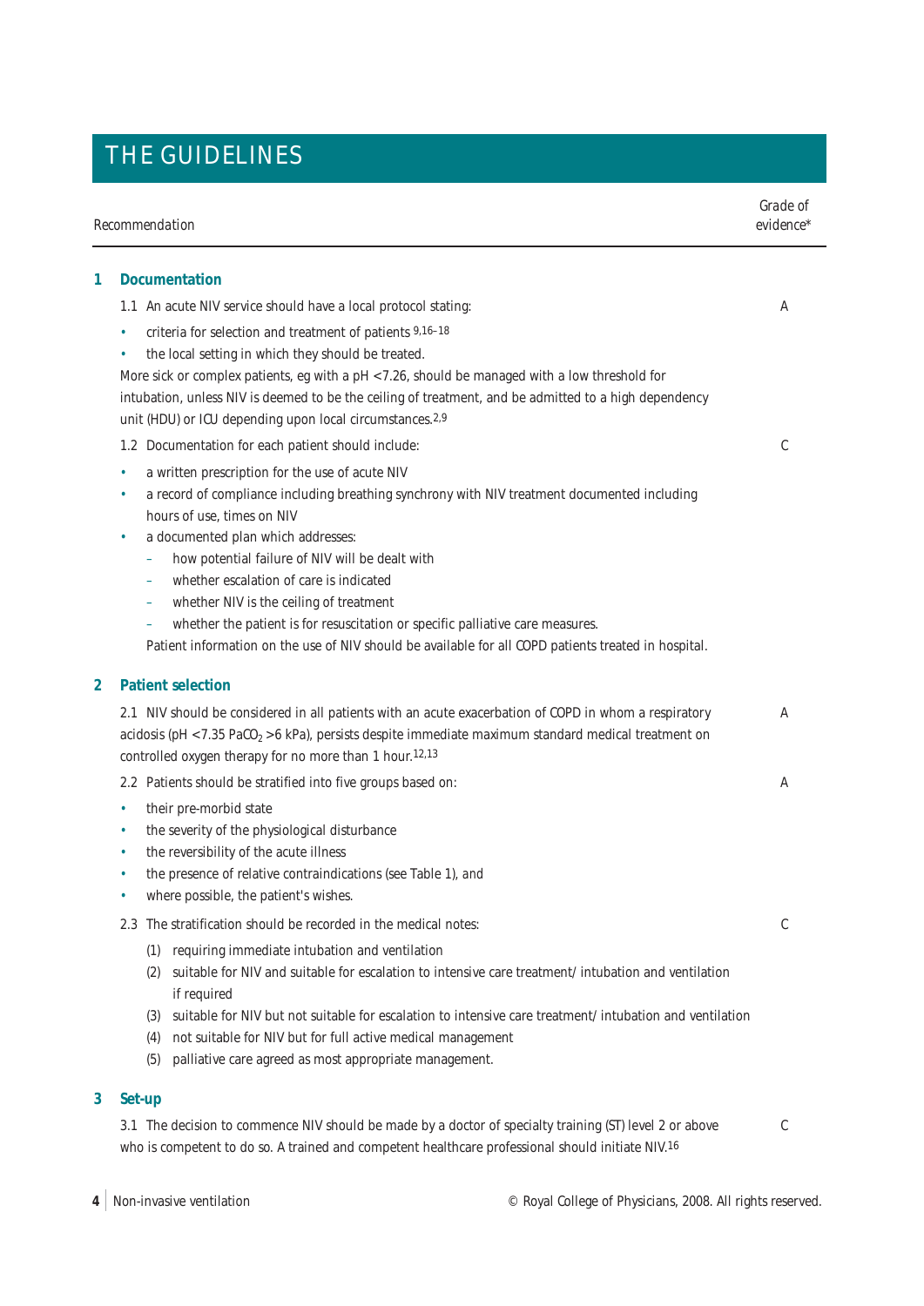# THE GUIDELINES

| Recommendation | Grade of evidence* |
|---|---|

## 1 Documentation

1.1 An acute NIV service should have a local protocol stating: **A**

- criteria for selection and treatment of patients [9,16–18]
- the local setting in which they should be treated.

More sick or complex patients, eg with a pH <7.26, should be managed with a low threshold for intubation, unless NIV is deemed to be the ceiling of treatment, and be admitted to a high dependency unit (HDU) or ICU depending upon local circumstances.[2,9]

1.2 Documentation for each patient should include: **C**

- a written prescription for the use of acute NIV
- a record of compliance including breathing synchrony with NIV treatment documented including hours of use, times on NIV
- a documented plan which addresses:
  - how potential failure of NIV will be dealt with
  - whether escalation of care is indicated
  - whether NIV is the ceiling of treatment
  - whether the patient is for resuscitation or specific palliative care measures.

  Patient information on the use of NIV should be available for all COPD patients treated in hospital.

## 2 Patient selection

2.1 NIV should be considered in all patients with an acute exacerbation of COPD in whom a respiratory acidosis (pH <7.35 $PaCO_2$ >6 kPa), persists despite immediate maximum standard medical treatment on controlled oxygen therapy for no more than 1 hour.[12,13] **A**

2.2 Patients should be stratified into five groups based on: **A**

- their pre-morbid state
- the severity of the physiological disturbance
- the reversibility of the acute illness
- the presence of relative contraindications (see Table 1), and
- where possible, the patient's wishes.

2.3 The stratification should be recorded in the medical notes: **C**

(1) requiring immediate intubation and ventilation
(2) suitable for NIV and suitable for escalation to intensive care treatment/ intubation and ventilation if required
(3) suitable for NIV but not suitable for escalation to intensive care treatment/ intubation and ventilation
(4) not suitable for NIV but for full active medical management
(5) palliative care agreed as most appropriate management.

## 3 Set-up

3.1 The decision to commence NIV should be made by a doctor of specialty training (ST) level 2 or above who is competent to do so. A trained and competent healthcare professional should initiate NIV.[16] **C**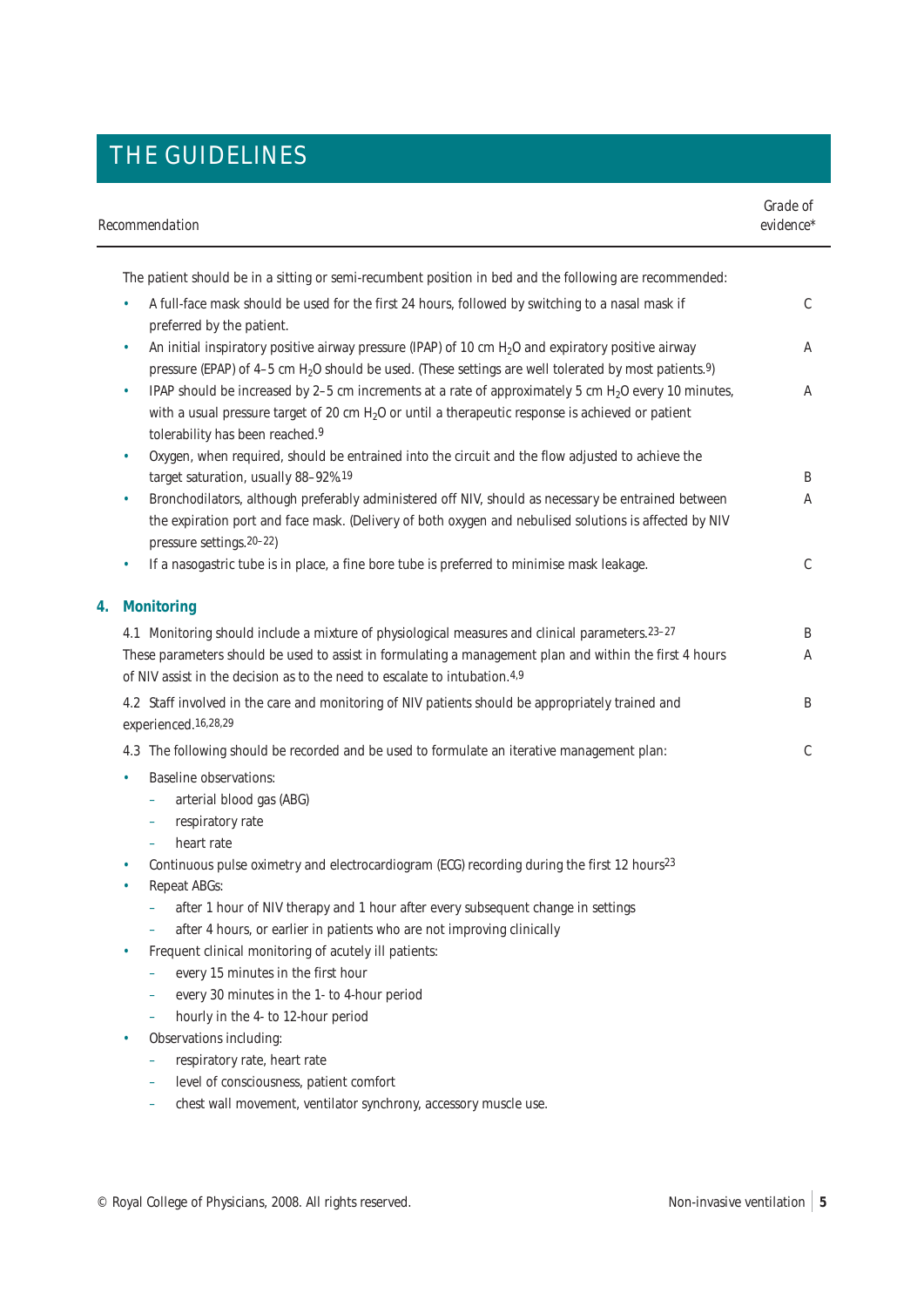# THE GUIDELINES

| Recommendation | Grade of evidence* |
|---|---|
| The patient should be in a sitting or semi-recumbent position in bed and the following are recommended: | |
| • A full-face mask should be used for the first 24 hours, followed by switching to a nasal mask if preferred by the patient. | C |
| • An initial inspiratory positive airway pressure (IPAP) of 10 cm $H_2O$ and expiratory positive airway pressure (EPAP) of 4–5 cm $H_2O$ should be used. (These settings are well tolerated by most patients.[9]) | A |
| • IPAP should be increased by 2–5 cm increments at a rate of approximately 5 cm $H_2O$ every 10 minutes, with a usual pressure target of 20 cm $H_2O$ or until a therapeutic response is achieved or patient tolerability has been reached.[9] | A |
| • Oxygen, when required, should be entrained into the circuit and the flow adjusted to achieve the target saturation, usually 88–92%.[19] | B |
| • Bronchodilators, although preferably administered off NIV, should as necessary be entrained between the expiration port and face mask. (Delivery of both oxygen and nebulised solutions is affected by NIV pressure settings.[20–22]) | A |
| • If a nasogastric tube is in place, a fine bore tube is preferred to minimise mask leakage. | C |

## 4. Monitoring

| Recommendation | Grade of evidence* |
|---|---|
| 4.1 Monitoring should include a mixture of physiological measures and clinical parameters.[23–27] | B |
| These parameters should be used to assist in formulating a management plan and within the first 4 hours of NIV assist in the decision as to the need to escalate to intubation.[4,9] | A |
| 4.2 Staff involved in the care and monitoring of NIV patients should be appropriately trained and experienced.[16,28,29] | B |
| 4.3 The following should be recorded and be used to formulate an iterative management plan: | C |

- Baseline observations:
  - arterial blood gas (ABG)
  - respiratory rate
  - heart rate
- Continuous pulse oximetry and electrocardiogram (ECG) recording during the first 12 hours[23]
- Repeat ABGs:
  - after 1 hour of NIV therapy and 1 hour after every subsequent change in settings
  - after 4 hours, or earlier in patients who are not improving clinically
- Frequent clinical monitoring of acutely ill patients:
  - every 15 minutes in the first hour
  - every 30 minutes in the 1- to 4-hour period
  - hourly in the 4- to 12-hour period
- Observations including:
  - respiratory rate, heart rate
  - level of consciousness, patient comfort
  - chest wall movement, ventilator synchrony, accessory muscle use.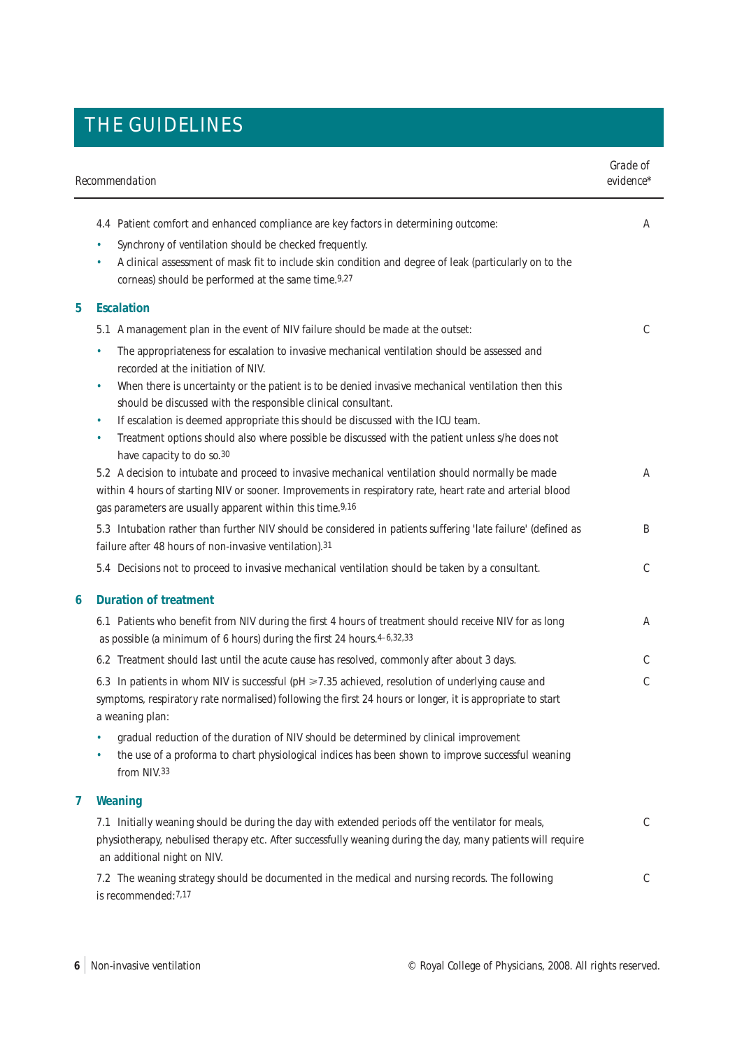# THE GUIDELINES

| Recommendation | Grade of evidence* |
|---|---|
| 4.4 Patient comfort and enhanced compliance are key factors in determining outcome:<br>• Synchrony of ventilation should be checked frequently.<br>• A clinical assessment of mask fit to include skin condition and degree of leak (particularly on to the corneas) should be performed at the same time.[9,27] | A |
| **5 Escalation** | |
| 5.1 A management plan in the event of NIV failure should be made at the outset:<br>• The appropriateness for escalation to invasive mechanical ventilation should be assessed and recorded at the initiation of NIV.<br>• When there is uncertainty or the patient is to be denied invasive mechanical ventilation then this should be discussed with the responsible clinical consultant.<br>• If escalation is deemed appropriate this should be discussed with the ICU team.<br>• Treatment options should also where possible be discussed with the patient unless s/he does not have capacity to do so.[30] | C |
| 5.2 A decision to intubate and proceed to invasive mechanical ventilation should normally be made within 4 hours of starting NIV or sooner. Improvements in respiratory rate, heart rate and arterial blood gas parameters are usually apparent within this time.[9,16] | A |
| 5.3 Intubation rather than further NIV should be considered in patients suffering 'late failure' (defined as failure after 48 hours of non-invasive ventilation).[31] | B |
| 5.4 Decisions not to proceed to invasive mechanical ventilation should be taken by a consultant. | C |
| **6 Duration of treatment** | |
| 6.1 Patients who benefit from NIV during the first 4 hours of treatment should receive NIV for as long as possible (a minimum of 6 hours) during the first 24 hours.[4–6,32,33] | A |
| 6.2 Treatment should last until the acute cause has resolved, commonly after about 3 days. | C |
| 6.3 In patients in whom NIV is successful (pH $\geqslant$7.35 achieved, resolution of underlying cause and symptoms, respiratory rate normalised) following the first 24 hours or longer, it is appropriate to start a weaning plan:<br>• gradual reduction of the duration of NIV should be determined by clinical improvement<br>• the use of a proforma to chart physiological indices has been shown to improve successful weaning from NIV.[33] | C |
| **7 Weaning** | |
| 7.1 Initially weaning should be during the day with extended periods off the ventilator for meals, physiotherapy, nebulised therapy etc. After successfully weaning during the day, many patients will require an additional night on NIV. | C |
| 7.2 The weaning strategy should be documented in the medical and nursing records. The following is recommended:[7,17] | C |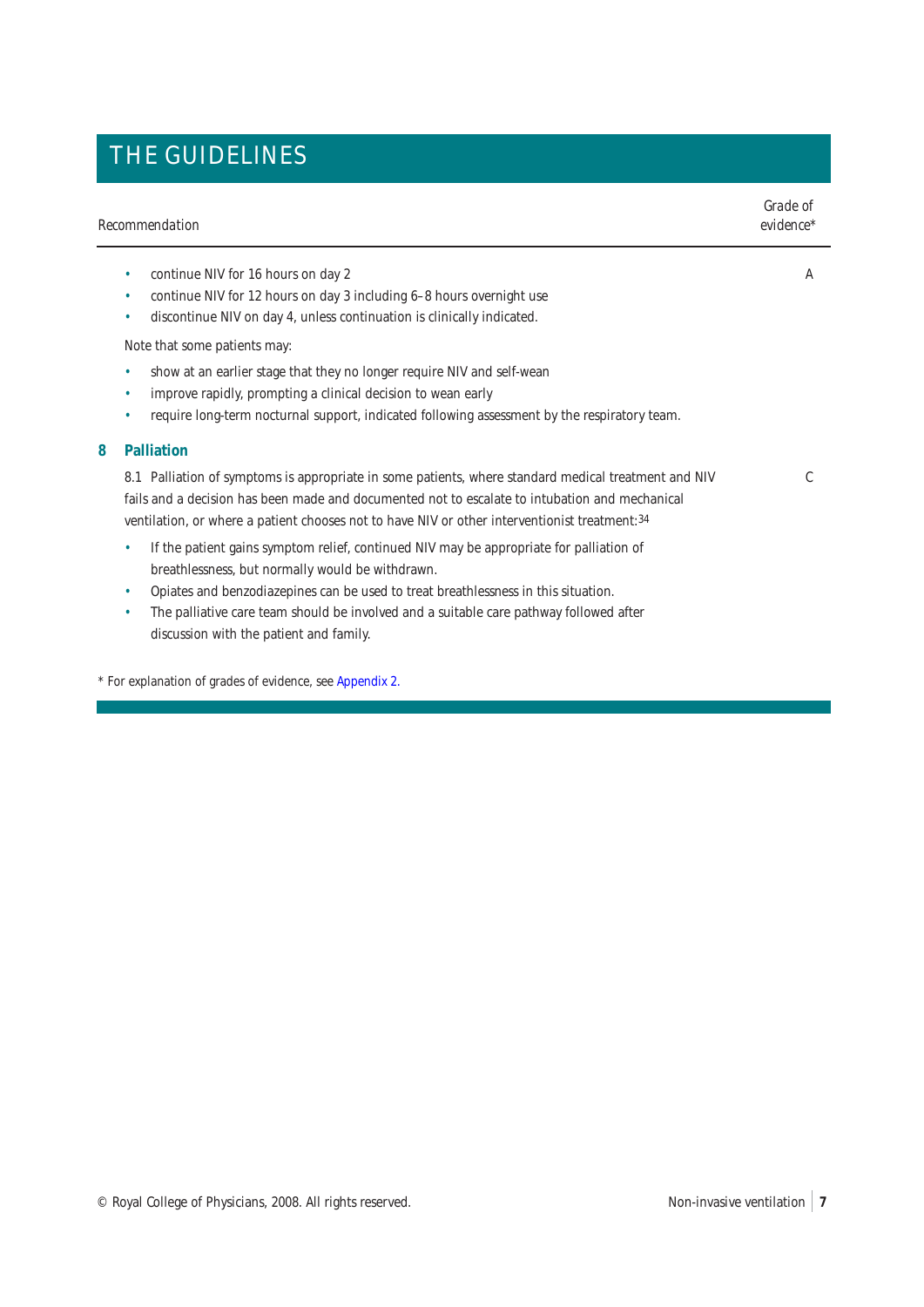# THE GUIDELINES

| Recommendation | Grade of evidence* |
|---|---|
| • continue NIV for 16 hours on day 2<br>• continue NIV for 12 hours on day 3 including 6–8 hours overnight use<br>• discontinue NIV on day 4, unless continuation is clinically indicated.<br><br>Note that some patients may:<br>• show at an earlier stage that they no longer require NIV and self-wean<br>• improve rapidly, prompting a clinical decision to wean early<br>• require long-term nocturnal support, indicated following assessment by the respiratory team. | A |
| **8 Palliation** | |
| 8.1 Palliation of symptoms is appropriate in some patients, where standard medical treatment and NIV fails and a decision has been made and documented not to escalate to intubation and mechanical ventilation, or where a patient chooses not to have NIV or other interventionist treatment:[34]<br>• If the patient gains symptom relief, continued NIV may be appropriate for palliation of breathlessness, but normally would be withdrawn.<br>• Opiates and benzodiazepines can be used to treat breathlessness in this situation.<br>• The palliative care team should be involved and a suitable care pathway followed after discussion with the patient and family. | C |

* For explanation of grades of evidence, see Appendix 2.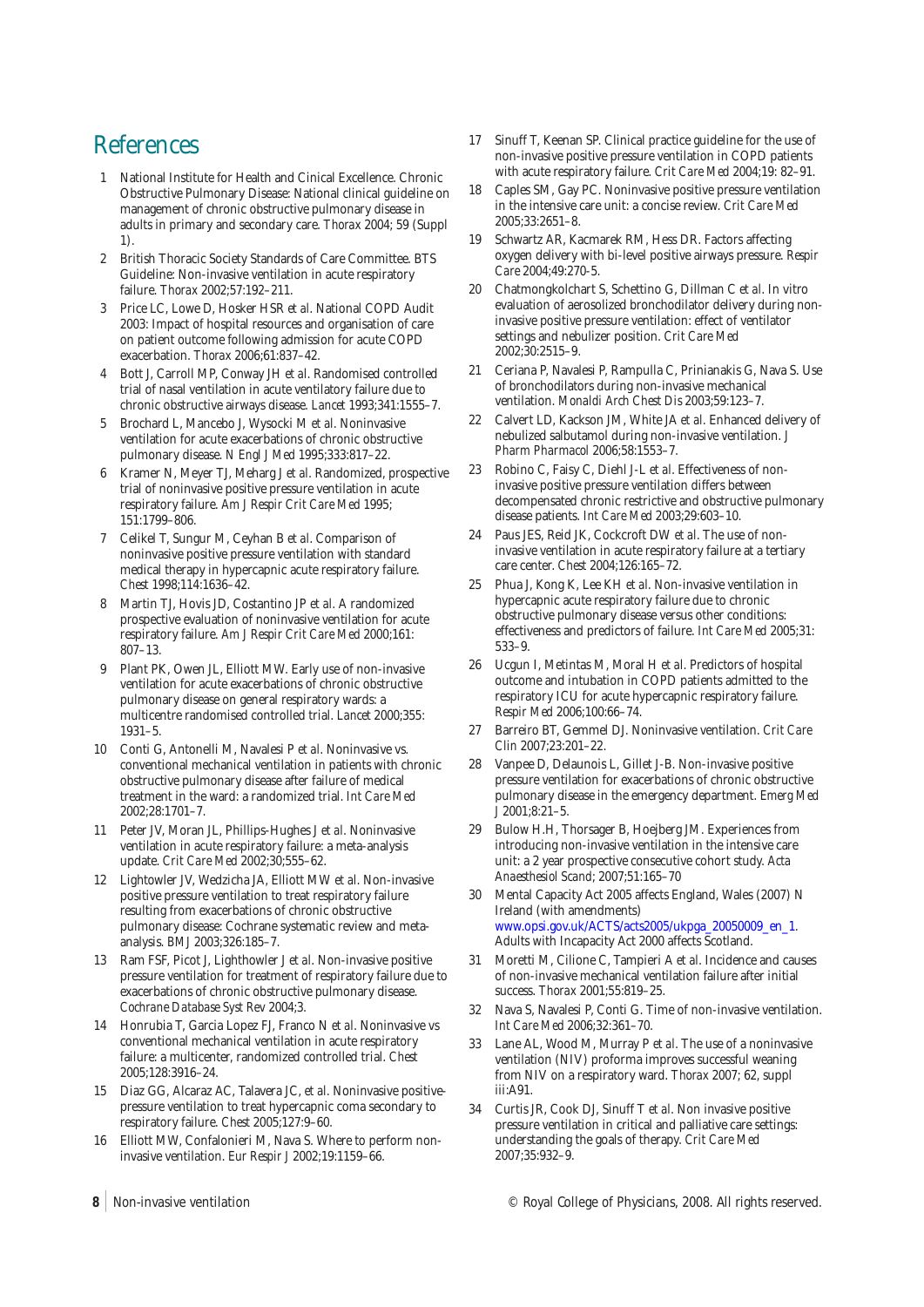# References

1. National Institute for Health and Cinical Excellence. Chronic Obstructive Pulmonary Disease: National clinical guideline on management of chronic obstructive pulmonary disease in adults in primary and secondary care. *Thorax* 2004; 59 (Suppl 1).
2. British Thoracic Society Standards of Care Committee. BTS Guideline: Non-invasive ventilation in acute respiratory failure. *Thorax* 2002;57:192–211.
3. Price LC, Lowe D, Hosker HSR *et al*. National COPD Audit 2003: Impact of hospital resources and organisation of care on patient outcome following admission for acute COPD exacerbation. *Thorax* 2006;61:837–42.
4. Bott J, Carroll MP, Conway JH *et al*. Randomised controlled trial of nasal ventilation in acute ventilatory failure due to chronic obstructive airways disease. *Lancet* 1993;341:1555–7.
5. Brochard L, Mancebo J, Wysocki M et al. Noninvasive ventilation for acute exacerbations of chronic obstructive pulmonary disease. *N Engl J Med* 1995;333:817–22.
6. Kramer N, Meyer TJ, Meharg J et al. Randomized, prospective trial of noninvasive positive pressure ventilation in acute respiratory failure. *Am J Respir Crit Care Med* 1995; 151:1799–806.
7. Celikel T, Sungur M, Ceyhan B *et al*. Comparison of noninvasive positive pressure ventilation with standard medical therapy in hypercapnic acute respiratory failure. *Chest* 1998;114:1636–42.
8. Martin TJ, Hovis JD, Costantino JP *et al*. A randomized prospective evaluation of noninvasive ventilation for acute respiratory failure. *Am J Respir Crit Care Med* 2000;161: 807–13.
9. Plant PK, Owen JL, Elliott MW. Early use of non-invasive ventilation for acute exacerbations of chronic obstructive pulmonary disease on general respiratory wards: a multicentre randomised controlled trial. *Lancet* 2000;355: 1931–5.
10. Conti G, Antonelli M, Navalesi P *et al*. Noninvasive vs. conventional mechanical ventilation in patients with chronic obstructive pulmonary disease after failure of medical treatment in the ward: a randomized trial. *Int Care Med* 2002;28:1701–7.
11. Peter JV, Moran JL, Phillips-Hughes J *et al*. Noninvasive ventilation in acute respiratory failure: a meta-analysis update. *Crit Care Med* 2002;30;555–62.
12. Lightowler JV, Wedzicha JA, Elliott MW *et al*. Non-invasive positive pressure ventilation to treat respiratory failure resulting from exacerbations of chronic obstructive pulmonary disease: Cochrane systematic review and meta-analysis. *BMJ* 2003;326:185–7.
13. Ram FSF, Picot J, Lighthowler J *et al*. Non-invasive positive pressure ventilation for treatment of respiratory failure due to exacerbations of chronic obstructive pulmonary disease. *Cochrane Database Syst Rev* 2004;3.
14. Honrubia T, Garcia Lopez FJ, Franco N *et al*. Noninvasive vs conventional mechanical ventilation in acute respiratory failure: a multicenter, randomized controlled trial. *Chest* 2005;128:3916–24.
15. Diaz GG, Alcaraz AC, Talavera JC, *et al*. Noninvasive positive-pressure ventilation to treat hypercapnic coma secondary to respiratory failure. *Chest* 2005;127:9–60.
16. Elliott MW, Confalonieri M, Nava S. Where to perform non-invasive ventilation. *Eur Respir J* 2002;19:1159–66.
17. Sinuff T, Keenan SP. Clinical practice guideline for the use of non-invasive positive pressure ventilation in COPD patients with acute respiratory failure. *Crit Care Med* 2004;19: 82–91.
18. Caples SM, Gay PC. Noninvasive positive pressure ventilation in the intensive care unit: a concise review. *Crit Care Med* 2005;33:2651–8.
19. Schwartz AR, Kacmarek RM, Hess DR. Factors affecting oxygen delivery with bi-level positive airways pressure. *Respir Care* 2004;49:270-5.
20. Chatmongkolchart S, Schettino G, Dillman C *et al*. In vitro evaluation of aerosolized bronchodilator delivery during non-invasive positive pressure ventilation: effect of ventilator settings and nebulizer position. *Crit Care Med* 2002;30:2515–9.
21. Ceriana P, Navalesi P, Rampulla C, Prinianakis G, Nava S. Use of bronchodilators during non-invasive mechanical ventilation. *Monaldi Arch Chest Dis* 2003;59:123–7.
22. Calvert LD, Kackson JM, White JA et al. Enhanced delivery of nebulized salbutamol during non-invasive ventilation. *J Pharm Pharmacol* 2006;58:1553–7.
23. Robino C, Faisy C, Diehl J-L *et al*. Effectiveness of non-invasive positive pressure ventilation differs between decompensated chronic restrictive and obstructive pulmonary disease patients. *Int Care Med* 2003;29:603–10.
24. Paus JES, Reid JK, Cockcroft DW *et al*. The use of non-invasive ventilation in acute respiratory failure at a tertiary care center. *Chest* 2004;126:165–72.
25. Phua J, Kong K, Lee KH *et al*. Non-invasive ventilation in hypercapnic acute respiratory failure due to chronic obstructive pulmonary disease versus other conditions: effectiveness and predictors of failure. *Int Care Med* 2005;31: 533–9.
26. Ucgun I, Metintas M, Moral H *et al*. Predictors of hospital outcome and intubation in COPD patients admitted to the respiratory ICU for acute hypercapnic respiratory failure. *Respir Med* 2006;100:66–74.
27. Barreiro BT, Gemmel DJ. Noninvasive ventilation. *Crit Care Clin* 2007;23:201–22.
28. Vanpee D, Delaunois L, Gillet J-B. Non-invasive positive pressure ventilation for exacerbations of chronic obstructive pulmonary disease in the emergency department. *Emerg Med J* 2001;8:21–5.
29. Bulow H.H, Thorsager B, Hoejberg JM. Experiences from introducing non-invasive ventilation in the intensive care unit: a 2 year prospective consecutive cohort study. *Acta Anaesthesiol Scand*; 2007;51:165–70
30. Mental Capacity Act 2005 affects England, Wales (2007) N Ireland (with amendments) www.opsi.gov.uk/ACTS/acts2005/ukpga_20050009_en_1. Adults with Incapacity Act 2000 affects Scotland.
31. Moretti M, Cilione C, Tampieri A et al. Incidence and causes of non-invasive mechanical ventilation failure after initial success. *Thorax* 2001;55:819–25.
32. Nava S, Navalesi P, Conti G. Time of non-invasive ventilation. *Int Care Med* 2006;32:361–70.
33. Lane AL, Wood M, Murray P et al. The use of a noninvasive ventilation (NIV) proforma improves successful weaning from NIV on a respiratory ward. *Thorax* 2007; 62, suppl iii:A91.
34. Curtis JR, Cook DJ, Sinuff T *et al*. Non invasive positive pressure ventilation in critical and palliative care settings: understanding the goals of therapy. *Crit Care Med* 2007;35:932–9.

© Royal College of Physicians, 2008. All rights reserved.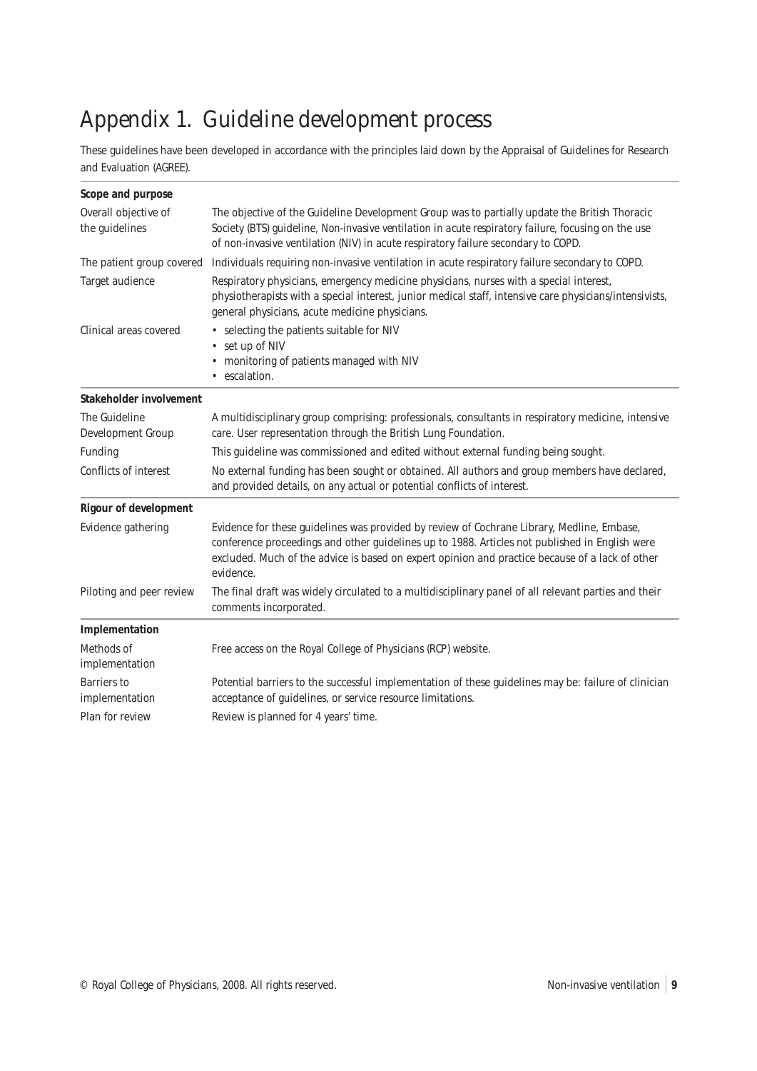# Appendix 1. Guideline development process

These guidelines have been developed in accordance with the principles laid down by the Appraisal of Guidelines for Research and Evaluation (AGREE).

| | |
|---|---|
| **Scope and purpose** | |
| Overall objective of the guidelines | The objective of the Guideline Development Group was to partially update the British Thoracic Society (BTS) guideline, *Non-invasive ventilation in acute respiratory failure*, focusing on the use of non-invasive ventilation (NIV) in acute respiratory failure secondary to COPD. |
| The patient group covered | Individuals requiring non-invasive ventilation in acute respiratory failure secondary to COPD. |
| Target audience | Respiratory physicians, emergency medicine physicians, nurses with a special interest, physiotherapists with a special interest, junior medical staff, intensive care physicians/intensivists, general physicians, acute medicine physicians. |
| Clinical areas covered | • selecting the patients suitable for NIV<br>• set up of NIV<br>• monitoring of patients managed with NIV<br>• escalation. |
| **Stakeholder involvement** | |
| The Guideline Development Group | A multidisciplinary group comprising: professionals, consultants in respiratory medicine, intensive care. User representation through the British Lung Foundation. |
| Funding | This guideline was commissioned and edited without external funding being sought. |
| Conflicts of interest | No external funding has been sought or obtained. All authors and group members have declared, and provided details, on any actual or potential conflicts of interest. |
| **Rigour of development** | |
| Evidence gathering | Evidence for these guidelines was provided by review of Cochrane Library, Medline, Embase, conference proceedings and other guidelines up to 1988. Articles not published in English were excluded. Much of the advice is based on expert opinion and practice because of a lack of other evidence. |
| Piloting and peer review | The final draft was widely circulated to a multidisciplinary panel of all relevant parties and their comments incorporated. |
| **Implementation** | |
| Methods of implementation | Free access on the Royal College of Physicians (RCP) website. |
| Barriers to implementation | Potential barriers to the successful implementation of these guidelines may be: failure of clinician acceptance of guidelines, or service resource limitations. |
| Plan for review | Review is planned for 4 years' time. |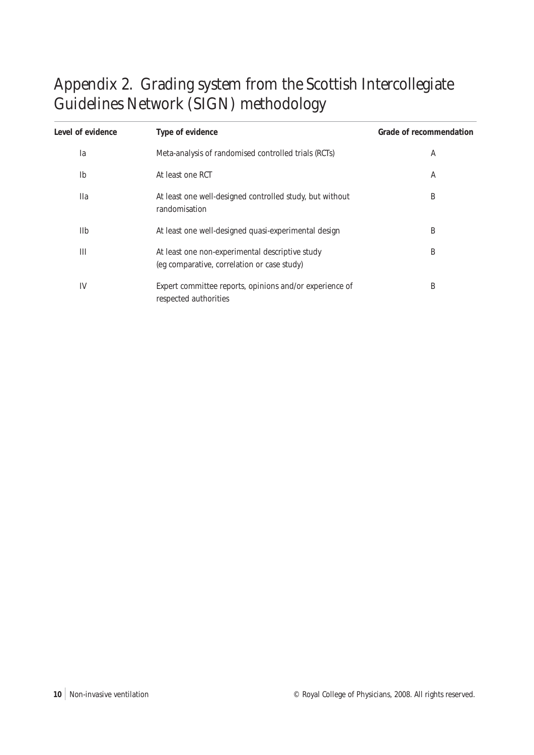# Appendix 2. Grading system from the Scottish Intercollegiate Guidelines Network (SIGN) methodology

| Level of evidence | Type of evidence | Grade of recommendation |
|---|---|---|
| Ia | Meta-analysis of randomised controlled trials (RCTs) | A |
| Ib | At least one RCT | A |
| IIa | At least one well-designed controlled study, but without randomisation | B |
| IIb | At least one well-designed quasi-experimental design | B |
| III | At least one non-experimental descriptive study (eg comparative, correlation or case study) | B |
| IV | Expert committee reports, opinions and/or experience of respected authorities | B |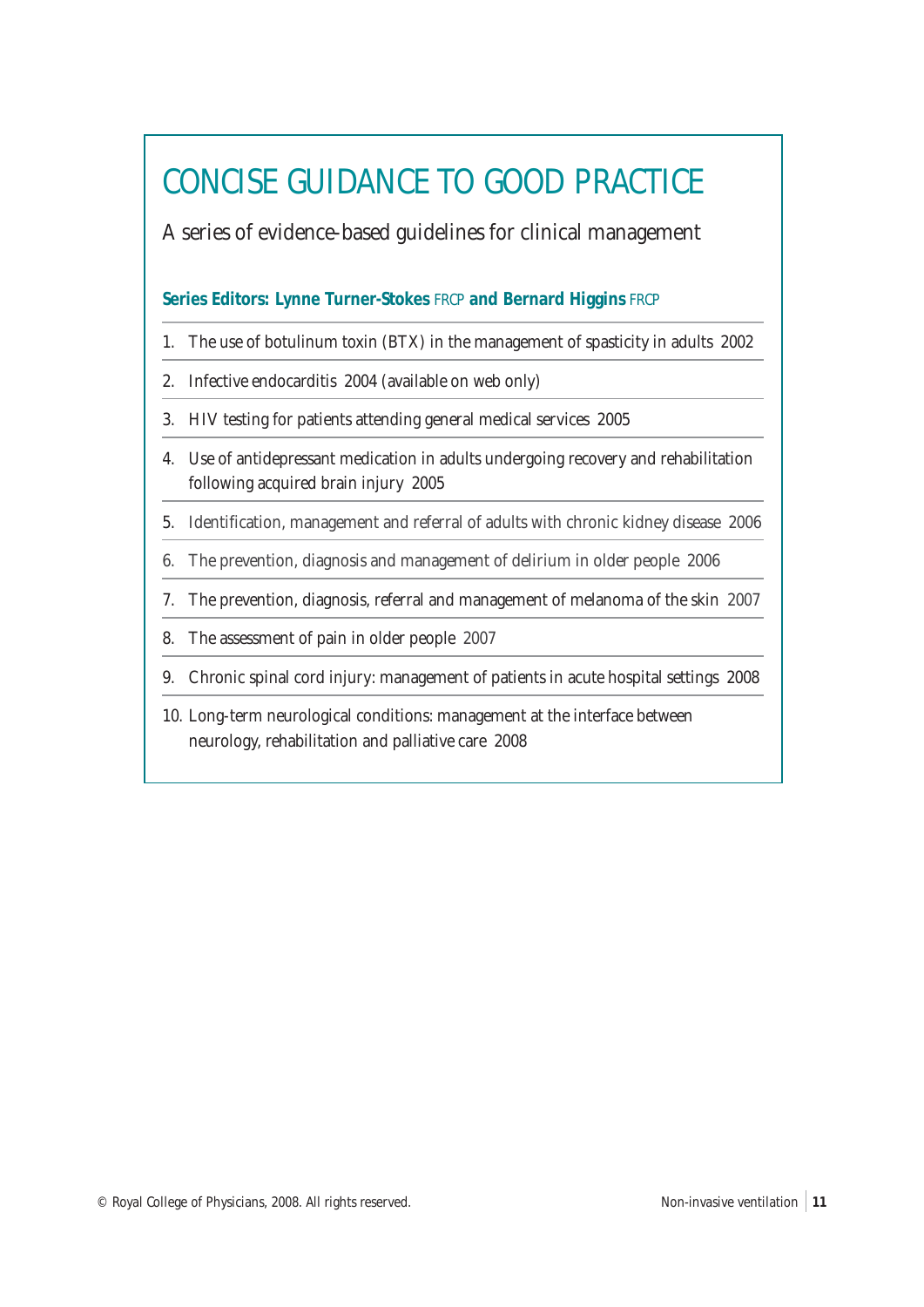# CONCISE GUIDANCE TO GOOD PRACTICE

A series of evidence-based guidelines for clinical management

**Series Editors: Lynne Turner-Stokes** FRCP **and Bernard Higgins** FRCP

1. The use of botulinum toxin (BTX) in the management of spasticity in adults 2002
2. Infective endocarditis 2004 (available on web only)
3. HIV testing for patients attending general medical services 2005
4. Use of antidepressant medication in adults undergoing recovery and rehabilitation following acquired brain injury 2005
5. Identification, management and referral of adults with chronic kidney disease 2006
6. The prevention, diagnosis and management of delirium in older people 2006
7. The prevention, diagnosis, referral and management of melanoma of the skin 2007
8. The assessment of pain in older people 2007
9. Chronic spinal cord injury: management of patients in acute hospital settings 2008
10. Long-term neurological conditions: management at the interface between neurology, rehabilitation and palliative care 2008

© Royal College of Physicians, 2008. All rights reserved.